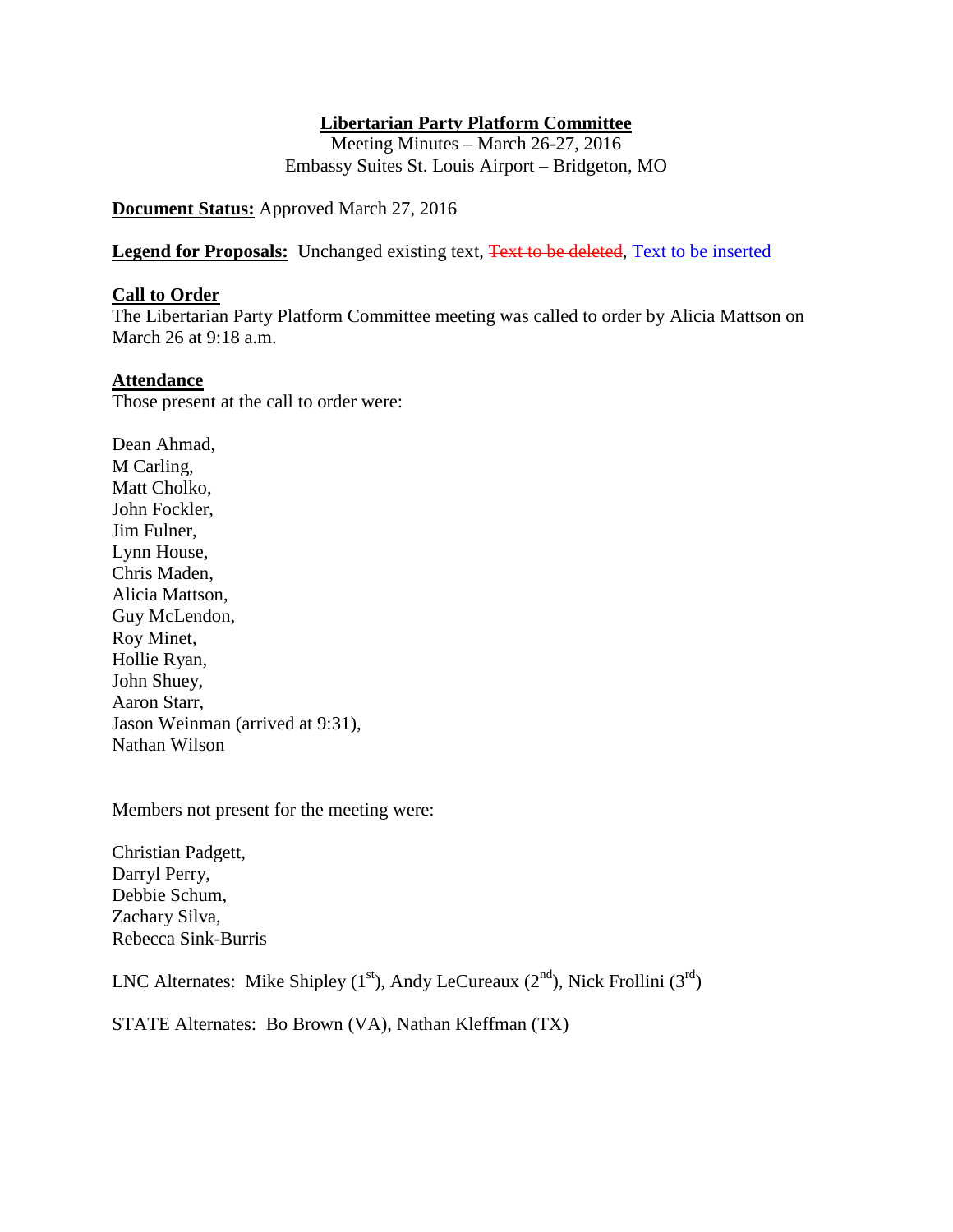# Libertarian Party Platform Committee

Meeting Minutes – March 26-27, 2016
Embassy Suites St. Louis Airport – Bridgeton, MO

**Document Status:** Approved March 27, 2016

**Legend for Proposals:** Unchanged existing text, ~~Text to be deleted~~, Text to be inserted

## Call to Order

The Libertarian Party Platform Committee meeting was called to order by Alicia Mattson on March 26 at 9:18 a.m.

## Attendance

Those present at the call to order were:

Dean Ahmad,
M Carling,
Matt Cholko,
John Fockler,
Jim Fulner,
Lynn House,
Chris Maden,
Alicia Mattson,
Guy McLendon,
Roy Minet,
Hollie Ryan,
John Shuey,
Aaron Starr,
Jason Weinman (arrived at 9:31),
Nathan Wilson

Members not present for the meeting were:

Christian Padgett,
Darryl Perry,
Debbie Schum,
Zachary Silva,
Rebecca Sink-Burris

LNC Alternates: Mike Shipley (1st), Andy LeCureaux (2nd), Nick Frollini (3rd)

STATE Alternates: Bo Brown (VA), Nathan Kleffman (TX)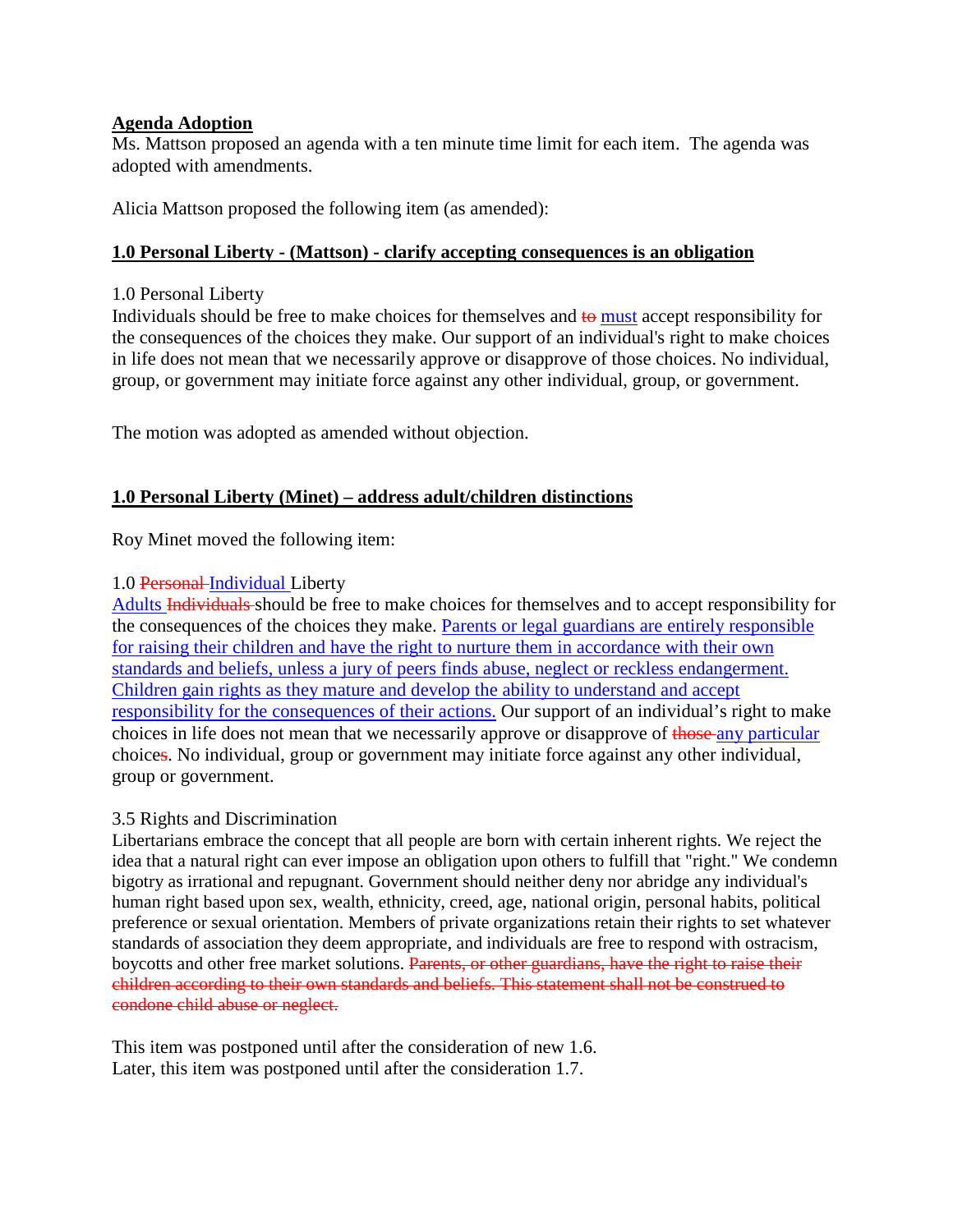**Agenda Adoption**

Ms. Mattson proposed an agenda with a ten minute time limit for each item. The agenda was adopted with amendments.

Alicia Mattson proposed the following item (as amended):

**1.0 Personal Liberty - (Mattson) - clarify accepting consequences is an obligation**

1.0 Personal Liberty

Individuals should be free to make choices for themselves and ~~to~~ <u>must</u> accept responsibility for the consequences of the choices they make. Our support of an individual's right to make choices in life does not mean that we necessarily approve or disapprove of those choices. No individual, group, or government may initiate force against any other individual, group, or government.

The motion was adopted as amended without objection.

**1.0 Personal Liberty (Minet) – address adult/children distinctions**

Roy Minet moved the following item:

1.0 ~~Personal~~ <u>Individual</u> Liberty

<u>Adults</u> ~~Individuals~~ should be free to make choices for themselves and to accept responsibility for the consequences of the choices they make. <u>Parents or legal guardians are entirely responsible for raising their children and have the right to nurture them in accordance with their own standards and beliefs, unless a jury of peers finds abuse, neglect or reckless endangerment. Children gain rights as they mature and develop the ability to understand and accept responsibility for the consequences of their actions.</u> Our support of an individual's right to make choices in life does not mean that we necessarily approve or disapprove of ~~those~~ <u>any particular</u> choice~~s~~. No individual, group or government may initiate force against any other individual, group or government.

3.5 Rights and Discrimination

Libertarians embrace the concept that all people are born with certain inherent rights. We reject the idea that a natural right can ever impose an obligation upon others to fulfill that "right." We condemn bigotry as irrational and repugnant. Government should neither deny nor abridge any individual's human right based upon sex, wealth, ethnicity, creed, age, national origin, personal habits, political preference or sexual orientation. Members of private organizations retain their rights to set whatever standards of association they deem appropriate, and individuals are free to respond with ostracism, boycotts and other free market solutions. ~~Parents, or other guardians, have the right to raise their children according to their own standards and beliefs. This statement shall not be construed to condone child abuse or neglect.~~

This item was postponed until after the consideration of new 1.6.
Later, this item was postponed until after the consideration 1.7.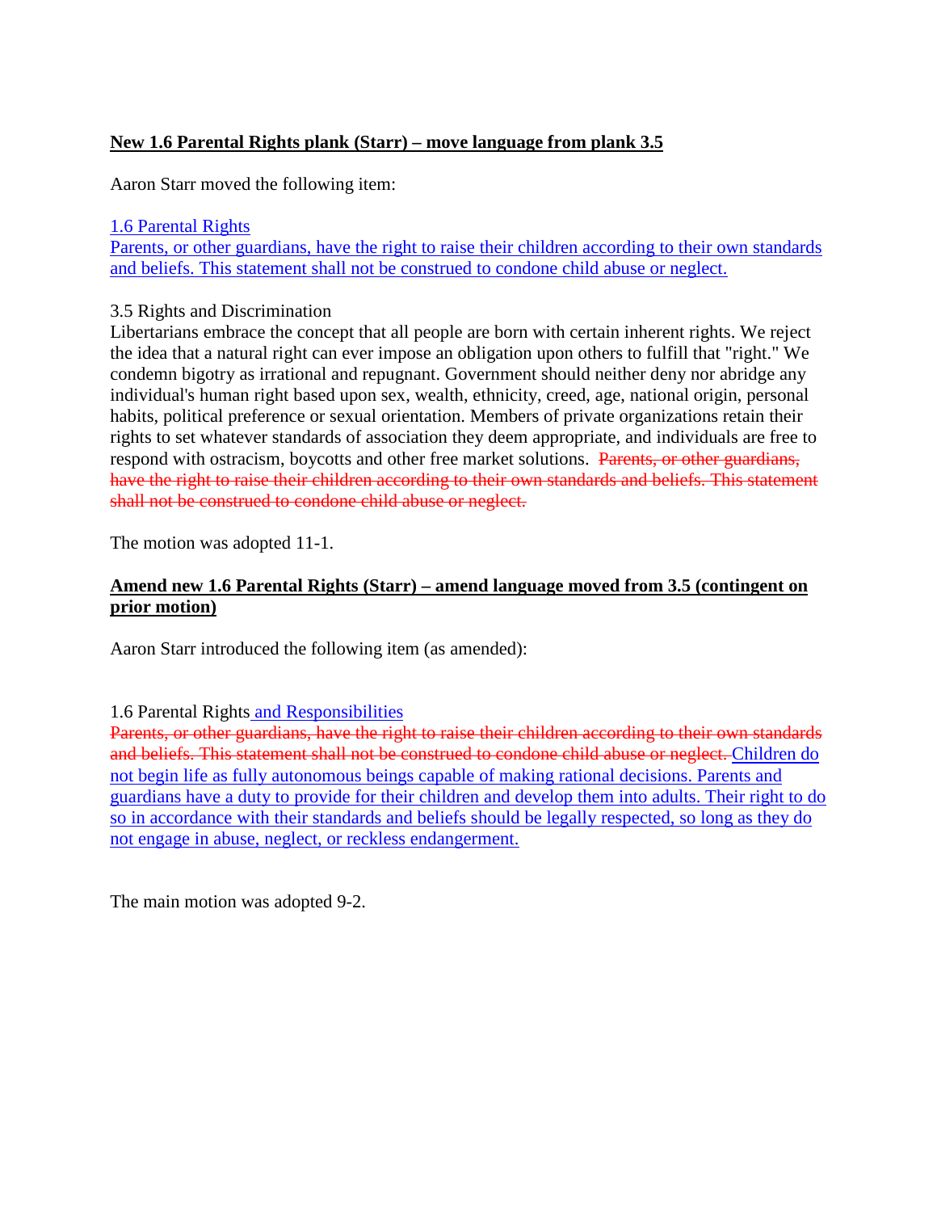**New 1.6 Parental Rights plank (Starr) – move language from plank 3.5**

Aaron Starr moved the following item:

1.6 Parental Rights
Parents, or other guardians, have the right to raise their children according to their own standards and beliefs. This statement shall not be construed to condone child abuse or neglect.

3.5 Rights and Discrimination
Libertarians embrace the concept that all people are born with certain inherent rights. We reject the idea that a natural right can ever impose an obligation upon others to fulfill that "right." We condemn bigotry as irrational and repugnant. Government should neither deny nor abridge any individual's human right based upon sex, wealth, ethnicity, creed, age, national origin, personal habits, political preference or sexual orientation. Members of private organizations retain their rights to set whatever standards of association they deem appropriate, and individuals are free to respond with ostracism, boycotts and other free market solutions. ~~Parents, or other guardians, have the right to raise their children according to their own standards and beliefs. This statement shall not be construed to condone child abuse or neglect.~~

The motion was adopted 11-1.

**Amend new 1.6 Parental Rights (Starr) – amend language moved from 3.5 (contingent on prior motion)**

Aaron Starr introduced the following item (as amended):

1.6 Parental Rights and Responsibilities
~~Parents, or other guardians, have the right to raise their children according to their own standards and beliefs. This statement shall not be construed to condone child abuse or neglect.~~ Children do not begin life as fully autonomous beings capable of making rational decisions. Parents and guardians have a duty to provide for their children and develop them into adults. Their right to do so in accordance with their standards and beliefs should be legally respected, so long as they do not engage in abuse, neglect, or reckless endangerment.

The main motion was adopted 9-2.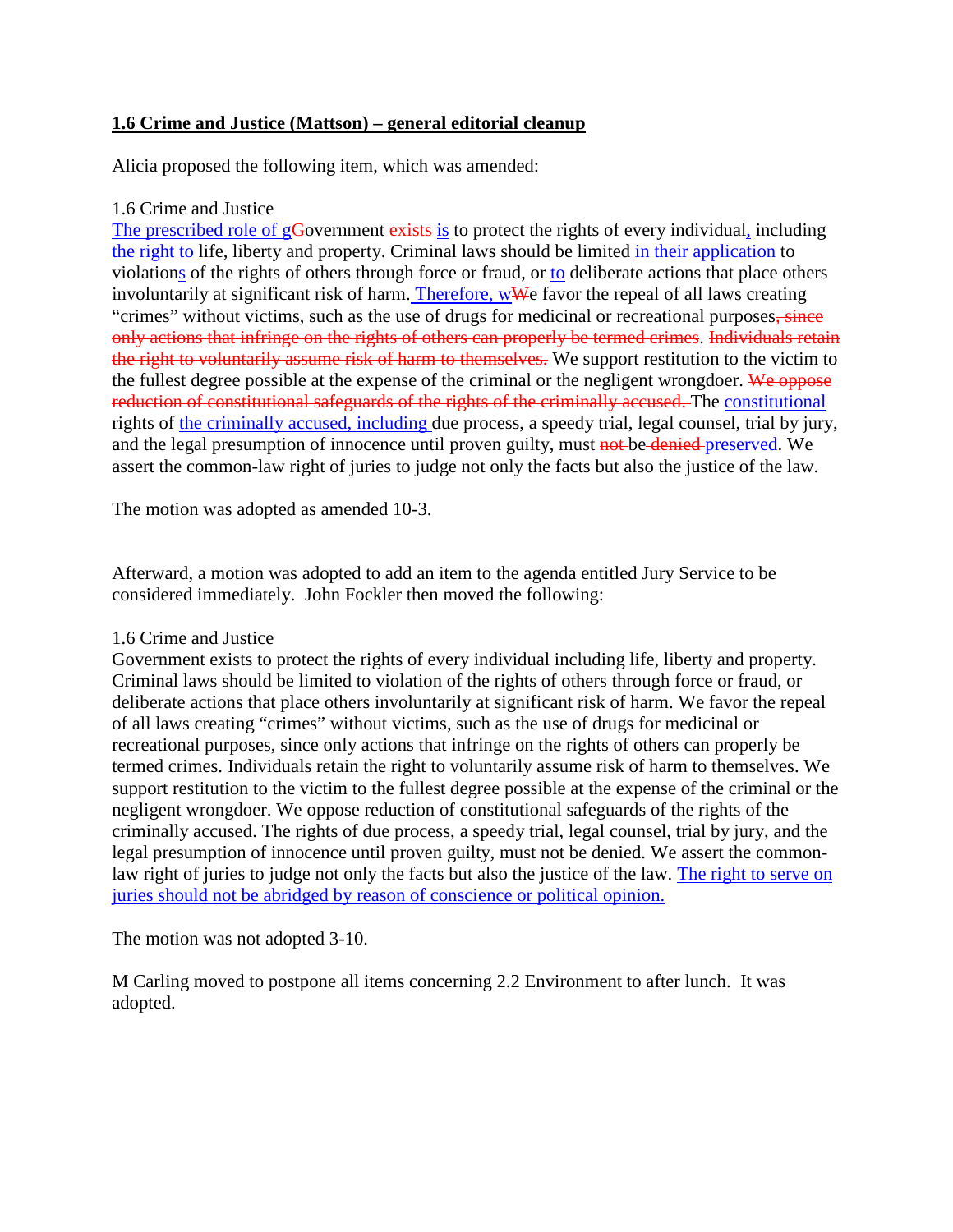## 1.6 Crime and Justice (Mattson) – general editorial cleanup

Alicia proposed the following item, which was amended:

1.6 Crime and Justice
<u>The prescribed role of g</u>~~G~~overnment ~~exists~~ <u>is</u> to protect the rights of every individual<u>,</u> including <u>the right to</u> life, liberty and property. Criminal laws should be limited <u>in their application</u> to violation<u>s</u> of the rights of others through force or fraud, or <u>to</u> deliberate actions that place others involuntarily at significant risk of harm. <u>Therefore, w</u>~~W~~e favor the repeal of all laws creating “crimes” without victims, such as the use of drugs for medicinal or recreational purposes~~, since only actions that infringe on the rights of others can properly be termed crimes~~. ~~Individuals retain the right to voluntarily assume risk of harm to themselves.~~ We support restitution to the victim to the fullest degree possible at the expense of the criminal or the negligent wrongdoer. ~~We oppose reduction of constitutional safeguards of the rights of the criminally accused.~~ The <u>constitutional</u> rights of <u>the criminally accused, including</u> due process, a speedy trial, legal counsel, trial by jury, and the legal presumption of innocence until proven guilty, must ~~not~~ be ~~denied~~ <u>preserved</u>. We assert the common-law right of juries to judge not only the facts but also the justice of the law.

The motion was adopted as amended 10-3.

Afterward, a motion was adopted to add an item to the agenda entitled Jury Service to be considered immediately. John Fockler then moved the following:

1.6 Crime and Justice
Government exists to protect the rights of every individual including life, liberty and property. Criminal laws should be limited to violation of the rights of others through force or fraud, or deliberate actions that place others involuntarily at significant risk of harm. We favor the repeal of all laws creating “crimes” without victims, such as the use of drugs for medicinal or recreational purposes, since only actions that infringe on the rights of others can properly be termed crimes. Individuals retain the right to voluntarily assume risk of harm to themselves. We support restitution to the victim to the fullest degree possible at the expense of the criminal or the negligent wrongdoer. We oppose reduction of constitutional safeguards of the rights of the criminally accused. The rights of due process, a speedy trial, legal counsel, trial by jury, and the legal presumption of innocence until proven guilty, must not be denied. We assert the common-law right of juries to judge not only the facts but also the justice of the law. <u>The right to serve on juries should not be abridged by reason of conscience or political opinion.</u>

The motion was not adopted 3-10.

M Carling moved to postpone all items concerning 2.2 Environment to after lunch. It was adopted.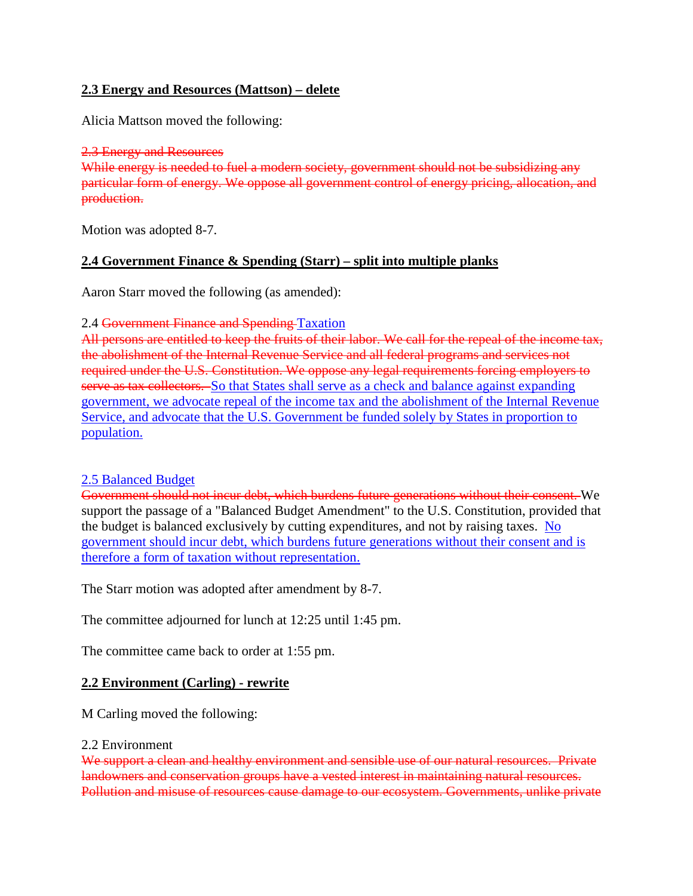**<u>2.3 Energy and Resources (Mattson) – delete</u>**

Alicia Mattson moved the following:

~~2.3 Energy and Resources~~
~~While energy is needed to fuel a modern society, government should not be subsidizing any particular form of energy. We oppose all government control of energy pricing, allocation, and production.~~

Motion was adopted 8-7.

**<u>2.4 Government Finance & Spending (Starr) – split into multiple planks</u>**

Aaron Starr moved the following (as amended):

2.4 ~~Government Finance and Spending~~ <u>Taxation</u>
~~All persons are entitled to keep the fruits of their labor. We call for the repeal of the income tax, the abolishment of the Internal Revenue Service and all federal programs and services not required under the U.S. Constitution. We oppose any legal requirements forcing employers to serve as tax collectors.~~ <u>So that States shall serve as a check and balance against expanding government, we advocate repeal of the income tax and the abolishment of the Internal Revenue Service, and advocate that the U.S. Government be funded solely by States in proportion to population.</u>

<u>2.5 Balanced Budget</u>
~~Government should not incur debt, which burdens future generations without their consent.~~ We support the passage of a "Balanced Budget Amendment" to the U.S. Constitution, provided that the budget is balanced exclusively by cutting expenditures, and not by raising taxes. <u>No government should incur debt, which burdens future generations without their consent and is therefore a form of taxation without representation.</u>

The Starr motion was adopted after amendment by 8-7.

The committee adjourned for lunch at 12:25 until 1:45 pm.

The committee came back to order at 1:55 pm.

**<u>2.2 Environment (Carling) - rewrite</u>**

M Carling moved the following:

2.2 Environment
~~We support a clean and healthy environment and sensible use of our natural resources. Private landowners and conservation groups have a vested interest in maintaining natural resources. Pollution and misuse of resources cause damage to our ecosystem. Governments, unlike private~~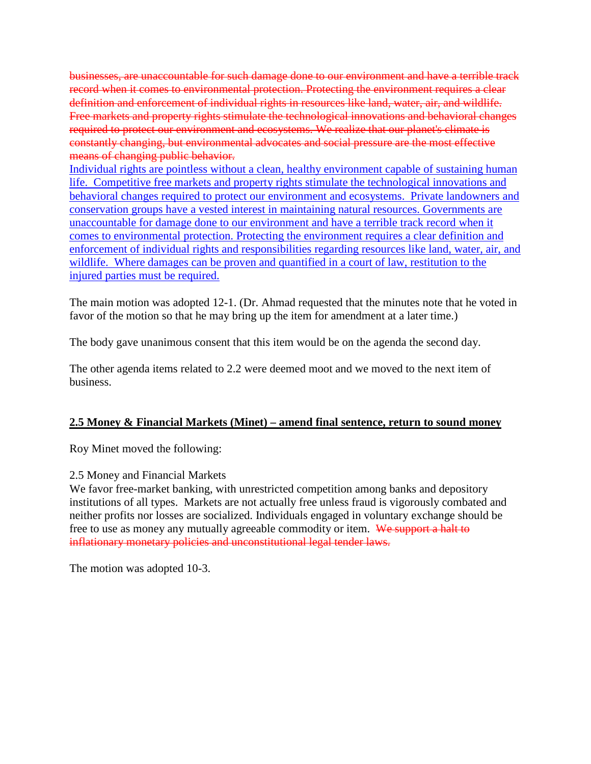~~businesses, are unaccountable for such damage done to our environment and have a terrible track record when it comes to environmental protection. Protecting the environment requires a clear definition and enforcement of individual rights in resources like land, water, air, and wildlife. Free markets and property rights stimulate the technological innovations and behavioral changes required to protect our environment and ecosystems. We realize that our planet's climate is constantly changing, but environmental advocates and social pressure are the most effective means of changing public behavior.~~
<u>Individual rights are pointless without a clean, healthy environment capable of sustaining human life. Competitive free markets and property rights stimulate the technological innovations and behavioral changes required to protect our environment and ecosystems. Private landowners and conservation groups have a vested interest in maintaining natural resources. Governments are unaccountable for damage done to our environment and have a terrible track record when it comes to environmental protection. Protecting the environment requires a clear definition and enforcement of individual rights and responsibilities regarding resources like land, water, air, and wildlife. Where damages can be proven and quantified in a court of law, restitution to the injured parties must be required.</u>

The main motion was adopted 12-1. (Dr. Ahmad requested that the minutes note that he voted in favor of the motion so that he may bring up the item for amendment at a later time.)

The body gave unanimous consent that this item would be on the agenda the second day.

The other agenda items related to 2.2 were deemed moot and we moved to the next item of business.

**<u>2.5 Money & Financial Markets (Minet) – amend final sentence, return to sound money</u>**

Roy Minet moved the following:

2.5 Money and Financial Markets
We favor free-market banking, with unrestricted competition among banks and depository institutions of all types. Markets are not actually free unless fraud is vigorously combated and neither profits nor losses are socialized. Individuals engaged in voluntary exchange should be free to use as money any mutually agreeable commodity or item. ~~We support a halt to inflationary monetary policies and unconstitutional legal tender laws.~~

The motion was adopted 10-3.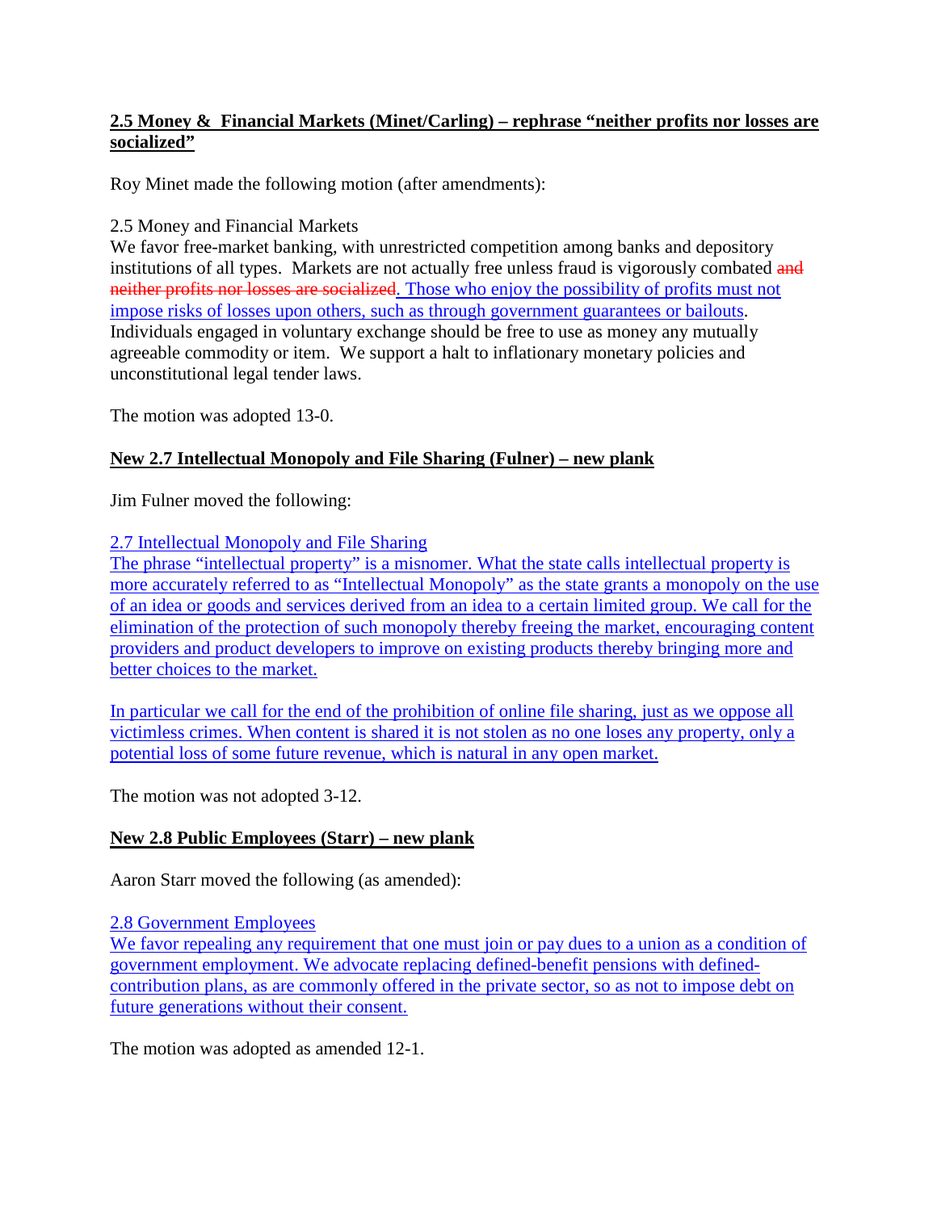**2.5 Money & Financial Markets (Minet/Carling) – rephrase "neither profits nor losses are socialized"**

Roy Minet made the following motion (after amendments):

2.5 Money and Financial Markets
We favor free-market banking, with unrestricted competition among banks and depository institutions of all types. Markets are not actually free unless fraud is vigorously combated ~~and neither profits nor losses are socialized~~. Those who enjoy the possibility of profits must not impose risks of losses upon others, such as through government guarantees or bailouts. Individuals engaged in voluntary exchange should be free to use as money any mutually agreeable commodity or item. We support a halt to inflationary monetary policies and unconstitutional legal tender laws.

The motion was adopted 13-0.

**New 2.7 Intellectual Monopoly and File Sharing (Fulner) – new plank**

Jim Fulner moved the following:

2.7 Intellectual Monopoly and File Sharing
The phrase "intellectual property" is a misnomer. What the state calls intellectual property is more accurately referred to as "Intellectual Monopoly" as the state grants a monopoly on the use of an idea or goods and services derived from an idea to a certain limited group. We call for the elimination of the protection of such monopoly thereby freeing the market, encouraging content providers and product developers to improve on existing products thereby bringing more and better choices to the market.

In particular we call for the end of the prohibition of online file sharing, just as we oppose all victimless crimes. When content is shared it is not stolen as no one loses any property, only a potential loss of some future revenue, which is natural in any open market.

The motion was not adopted 3-12.

**New 2.8 Public Employees (Starr) – new plank**

Aaron Starr moved the following (as amended):

2.8 Government Employees
We favor repealing any requirement that one must join or pay dues to a union as a condition of government employment. We advocate replacing defined-benefit pensions with defined-contribution plans, as are commonly offered in the private sector, so as not to impose debt on future generations without their consent.

The motion was adopted as amended 12-1.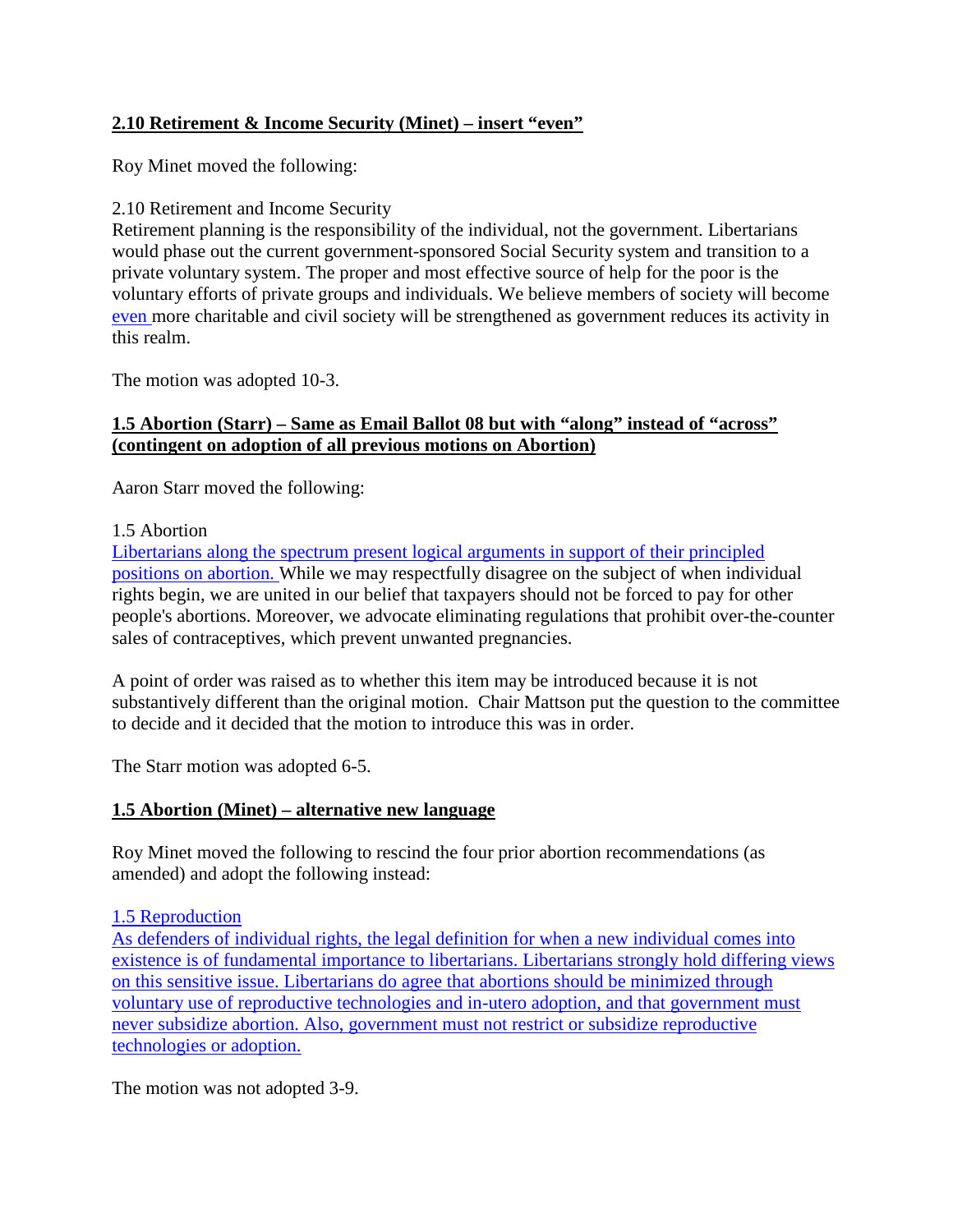**2.10 Retirement & Income Security (Minet) – insert "even"**

Roy Minet moved the following:

2.10 Retirement and Income Security
Retirement planning is the responsibility of the individual, not the government. Libertarians would phase out the current government-sponsored Social Security system and transition to a private voluntary system. The proper and most effective source of help for the poor is the voluntary efforts of private groups and individuals. We believe members of society will become even more charitable and civil society will be strengthened as government reduces its activity in this realm.

The motion was adopted 10-3.

**1.5 Abortion (Starr) – Same as Email Ballot 08 but with "along" instead of "across" (contingent on adoption of all previous motions on Abortion)**

Aaron Starr moved the following:

1.5 Abortion
Libertarians along the spectrum present logical arguments in support of their principled positions on abortion. While we may respectfully disagree on the subject of when individual rights begin, we are united in our belief that taxpayers should not be forced to pay for other people's abortions. Moreover, we advocate eliminating regulations that prohibit over-the-counter sales of contraceptives, which prevent unwanted pregnancies.

A point of order was raised as to whether this item may be introduced because it is not substantively different than the original motion. Chair Mattson put the question to the committee to decide and it decided that the motion to introduce this was in order.

The Starr motion was adopted 6-5.

**1.5 Abortion (Minet) – alternative new language**

Roy Minet moved the following to rescind the four prior abortion recommendations (as amended) and adopt the following instead:

1.5 Reproduction
As defenders of individual rights, the legal definition for when a new individual comes into existence is of fundamental importance to libertarians. Libertarians strongly hold differing views on this sensitive issue. Libertarians do agree that abortions should be minimized through voluntary use of reproductive technologies and in-utero adoption, and that government must never subsidize abortion. Also, government must not restrict or subsidize reproductive technologies or adoption.

The motion was not adopted 3-9.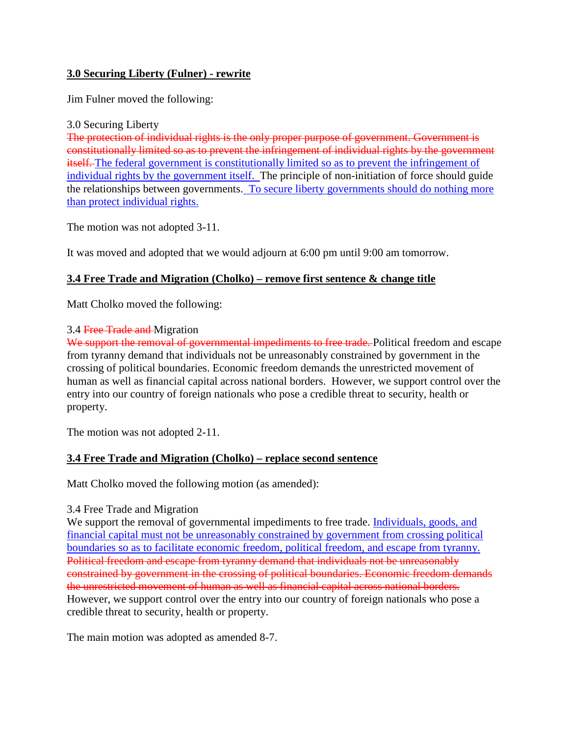**3.0 Securing Liberty (Fulner) - rewrite**

Jim Fulner moved the following:

3.0 Securing Liberty
~~The protection of individual rights is the only proper purpose of government. Government is constitutionally limited so as to prevent the infringement of individual rights by the government itself.~~ The federal government is constitutionally limited so as to prevent the infringement of individual rights by the government itself. The principle of non-initiation of force should guide the relationships between governments. To secure liberty governments should do nothing more than protect individual rights.

The motion was not adopted 3-11.

It was moved and adopted that we would adjourn at 6:00 pm until 9:00 am tomorrow.

**3.4 Free Trade and Migration (Cholko) – remove first sentence & change title**

Matt Cholko moved the following:

3.4 ~~Free Trade and~~ Migration
~~We support the removal of governmental impediments to free trade.~~ Political freedom and escape from tyranny demand that individuals not be unreasonably constrained by government in the crossing of political boundaries. Economic freedom demands the unrestricted movement of human as well as financial capital across national borders. However, we support control over the entry into our country of foreign nationals who pose a credible threat to security, health or property.

The motion was not adopted 2-11.

**3.4 Free Trade and Migration (Cholko) – replace second sentence**

Matt Cholko moved the following motion (as amended):

3.4 Free Trade and Migration
We support the removal of governmental impediments to free trade. Individuals, goods, and financial capital must not be unreasonably constrained by government from crossing political boundaries so as to facilitate economic freedom, political freedom, and escape from tyranny. ~~Political freedom and escape from tyranny demand that individuals not be unreasonably constrained by government in the crossing of political boundaries. Economic freedom demands the unrestricted movement of human as well as financial capital across national borders.~~ However, we support control over the entry into our country of foreign nationals who pose a credible threat to security, health or property.

The main motion was adopted as amended 8-7.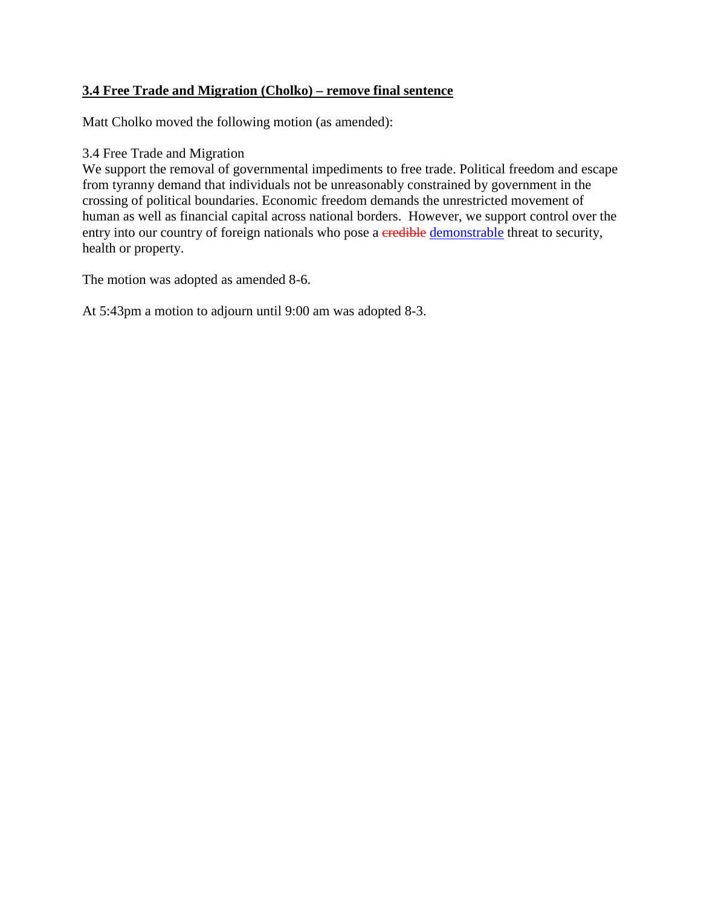**3.4 Free Trade and Migration (Cholko) – remove final sentence**

Matt Cholko moved the following motion (as amended):

3.4 Free Trade and Migration
We support the removal of governmental impediments to free trade. Political freedom and escape from tyranny demand that individuals not be unreasonably constrained by government in the crossing of political boundaries. Economic freedom demands the unrestricted movement of human as well as financial capital across national borders. However, we support control over the entry into our country of foreign nationals who pose a ~~credible~~ demonstrable threat to security, health or property.

The motion was adopted as amended 8-6.

At 5:43pm a motion to adjourn until 9:00 am was adopted 8-3.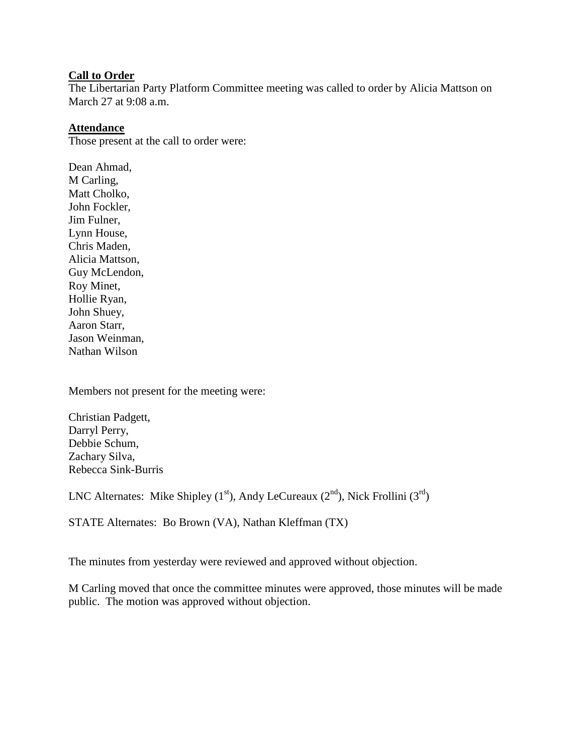**Call to Order**

The Libertarian Party Platform Committee meeting was called to order by Alicia Mattson on March 27 at 9:08 a.m.

**Attendance**

Those present at the call to order were:

Dean Ahmad,
M Carling,
Matt Cholko,
John Fockler,
Jim Fulner,
Lynn House,
Chris Maden,
Alicia Mattson,
Guy McLendon,
Roy Minet,
Hollie Ryan,
John Shuey,
Aaron Starr,
Jason Weinman,
Nathan Wilson

Members not present for the meeting were:

Christian Padgett,
Darryl Perry,
Debbie Schum,
Zachary Silva,
Rebecca Sink-Burris

LNC Alternates: Mike Shipley (1st), Andy LeCureaux (2nd), Nick Frollini (3rd)

STATE Alternates: Bo Brown (VA), Nathan Kleffman (TX)

The minutes from yesterday were reviewed and approved without objection.

M Carling moved that once the committee minutes were approved, those minutes will be made public. The motion was approved without objection.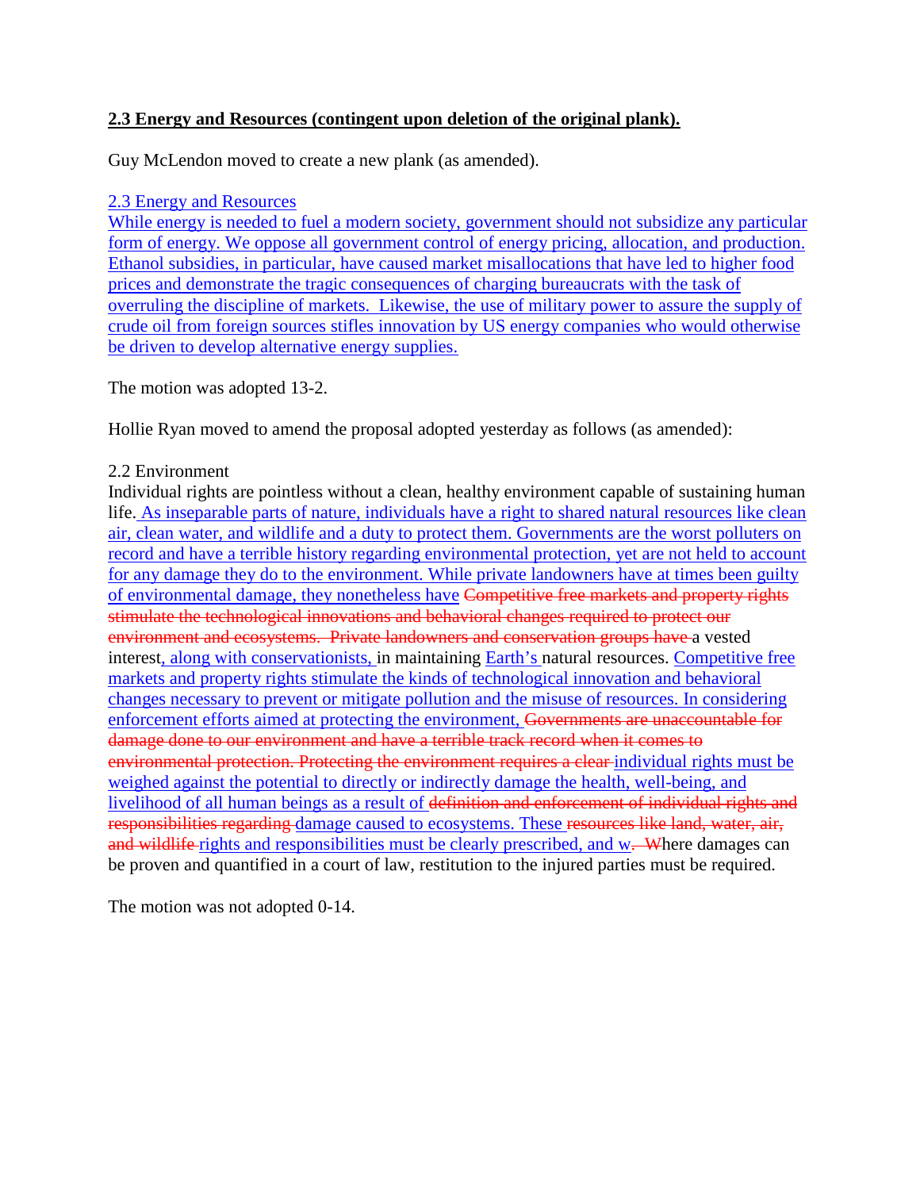**2.3 Energy and Resources (contingent upon deletion of the original plank).**

Guy McLendon moved to create a new plank (as amended).

2.3 Energy and Resources
While energy is needed to fuel a modern society, government should not subsidize any particular form of energy. We oppose all government control of energy pricing, allocation, and production. Ethanol subsidies, in particular, have caused market misallocations that have led to higher food prices and demonstrate the tragic consequences of charging bureaucrats with the task of overruling the discipline of markets. Likewise, the use of military power to assure the supply of crude oil from foreign sources stifles innovation by US energy companies who would otherwise be driven to develop alternative energy supplies.

The motion was adopted 13-2.

Hollie Ryan moved to amend the proposal adopted yesterday as follows (as amended):

2.2 Environment
Individual rights are pointless without a clean, healthy environment capable of sustaining human life. As inseparable parts of nature, individuals have a right to shared natural resources like clean air, clean water, and wildlife and a duty to protect them. Governments are the worst polluters on record and have a terrible history regarding environmental protection, yet are not held to account for any damage they do to the environment. While private landowners have at times been guilty of environmental damage, they nonetheless have ~~Competitive free markets and property rights stimulate the technological innovations and behavioral changes required to protect our environment and ecosystems. Private landowners and conservation groups have~~ a vested interest, along with conservationists, in maintaining Earth's natural resources. Competitive free markets and property rights stimulate the kinds of technological innovation and behavioral changes necessary to prevent or mitigate pollution and the misuse of resources. In considering enforcement efforts aimed at protecting the environment, ~~Governments are unaccountable for damage done to our environment and have a terrible track record when it comes to environmental protection. Protecting the environment requires a clear~~ individual rights must be weighed against the potential to directly or indirectly damage the health, well-being, and livelihood of all human beings as a result of ~~definition and enforcement of individual rights and responsibilities regarding~~ damage caused to ecosystems. These ~~resources like land, water, air, and wildlife~~ rights and responsibilities must be clearly prescribed, and w~~. W~~here damages can be proven and quantified in a court of law, restitution to the injured parties must be required.

The motion was not adopted 0-14.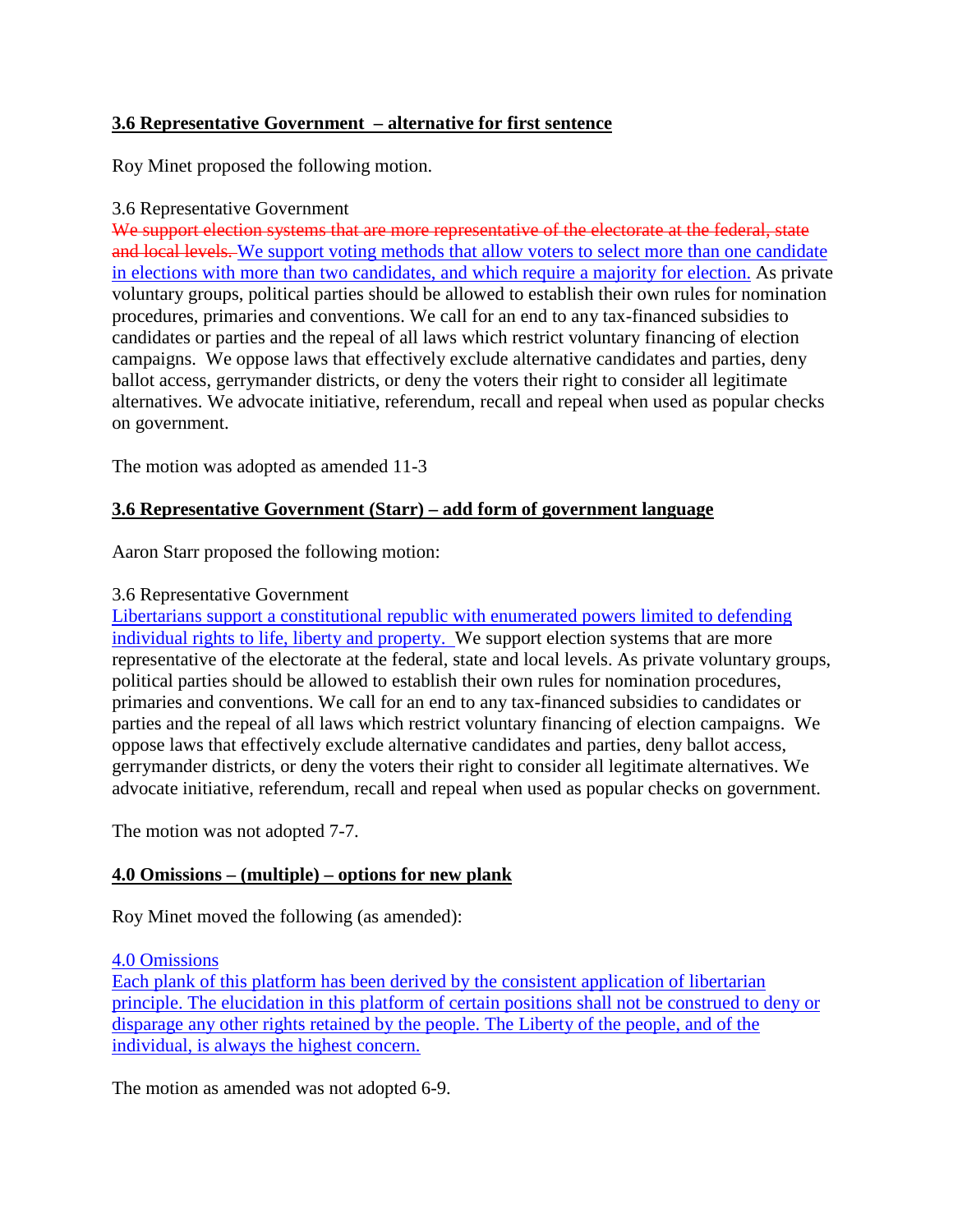**3.6 Representative Government – alternative for first sentence**

Roy Minet proposed the following motion.

3.6 Representative Government

~~We support election systems that are more representative of the electorate at the federal, state and local levels.~~ We support voting methods that allow voters to select more than one candidate in elections with more than two candidates, and which require a majority for election. As private voluntary groups, political parties should be allowed to establish their own rules for nomination procedures, primaries and conventions. We call for an end to any tax-financed subsidies to candidates or parties and the repeal of all laws which restrict voluntary financing of election campaigns. We oppose laws that effectively exclude alternative candidates and parties, deny ballot access, gerrymander districts, or deny the voters their right to consider all legitimate alternatives. We advocate initiative, referendum, recall and repeal when used as popular checks on government.

The motion was adopted as amended 11-3

**3.6 Representative Government (Starr) – add form of government language**

Aaron Starr proposed the following motion:

3.6 Representative Government

Libertarians support a constitutional republic with enumerated powers limited to defending individual rights to life, liberty and property. We support election systems that are more representative of the electorate at the federal, state and local levels. As private voluntary groups, political parties should be allowed to establish their own rules for nomination procedures, primaries and conventions. We call for an end to any tax-financed subsidies to candidates or parties and the repeal of all laws which restrict voluntary financing of election campaigns. We oppose laws that effectively exclude alternative candidates and parties, deny ballot access, gerrymander districts, or deny the voters their right to consider all legitimate alternatives. We advocate initiative, referendum, recall and repeal when used as popular checks on government.

The motion was not adopted 7-7.

**4.0 Omissions – (multiple) – options for new plank**

Roy Minet moved the following (as amended):

4.0 Omissions

Each plank of this platform has been derived by the consistent application of libertarian principle. The elucidation in this platform of certain positions shall not be construed to deny or disparage any other rights retained by the people. The Liberty of the people, and of the individual, is always the highest concern.

The motion as amended was not adopted 6-9.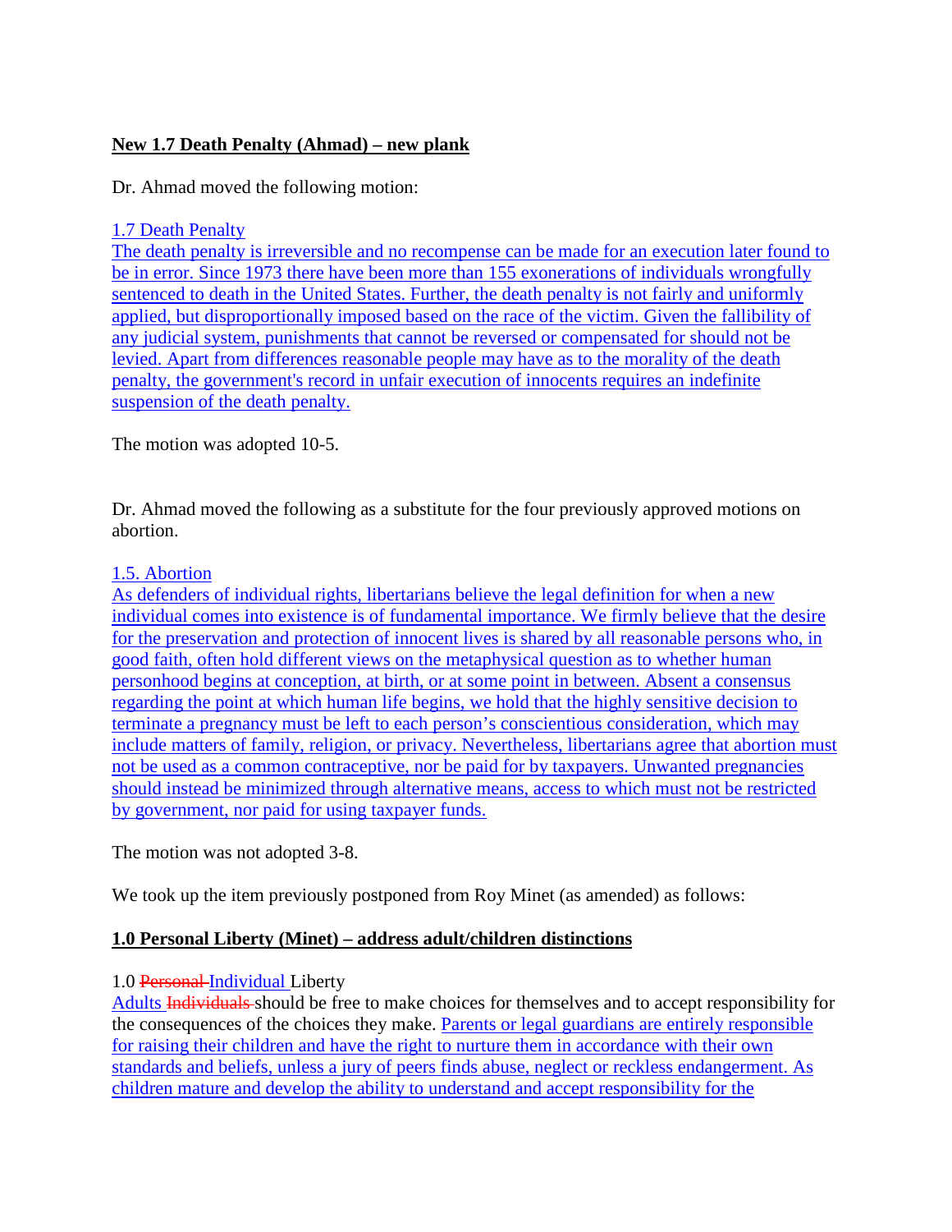**New 1.7 Death Penalty (Ahmad) – new plank**

Dr. Ahmad moved the following motion:

1.7 Death Penalty
The death penalty is irreversible and no recompense can be made for an execution later found to be in error. Since 1973 there have been more than 155 exonerations of individuals wrongfully sentenced to death in the United States. Further, the death penalty is not fairly and uniformly applied, but disproportionally imposed based on the race of the victim. Given the fallibility of any judicial system, punishments that cannot be reversed or compensated for should not be levied. Apart from differences reasonable people may have as to the morality of the death penalty, the government's record in unfair execution of innocents requires an indefinite suspension of the death penalty.

The motion was adopted 10-5.

Dr. Ahmad moved the following as a substitute for the four previously approved motions on abortion.

1.5. Abortion
As defenders of individual rights, libertarians believe the legal definition for when a new individual comes into existence is of fundamental importance. We firmly believe that the desire for the preservation and protection of innocent lives is shared by all reasonable persons who, in good faith, often hold different views on the metaphysical question as to whether human personhood begins at conception, at birth, or at some point in between. Absent a consensus regarding the point at which human life begins, we hold that the highly sensitive decision to terminate a pregnancy must be left to each person's conscientious consideration, which may include matters of family, religion, or privacy. Nevertheless, libertarians agree that abortion must not be used as a common contraceptive, nor be paid for by taxpayers. Unwanted pregnancies should instead be minimized through alternative means, access to which must not be restricted by government, nor paid for using taxpayer funds.

The motion was not adopted 3-8.

We took up the item previously postponed from Roy Minet (as amended) as follows:

**1.0 Personal Liberty (Minet) – address adult/children distinctions**

1.0 ~~Personal~~ Individual Liberty
Adults ~~Individuals~~ should be free to make choices for themselves and to accept responsibility for the consequences of the choices they make. Parents or legal guardians are entirely responsible for raising their children and have the right to nurture them in accordance with their own standards and beliefs, unless a jury of peers finds abuse, neglect or reckless endangerment. As children mature and develop the ability to understand and accept responsibility for the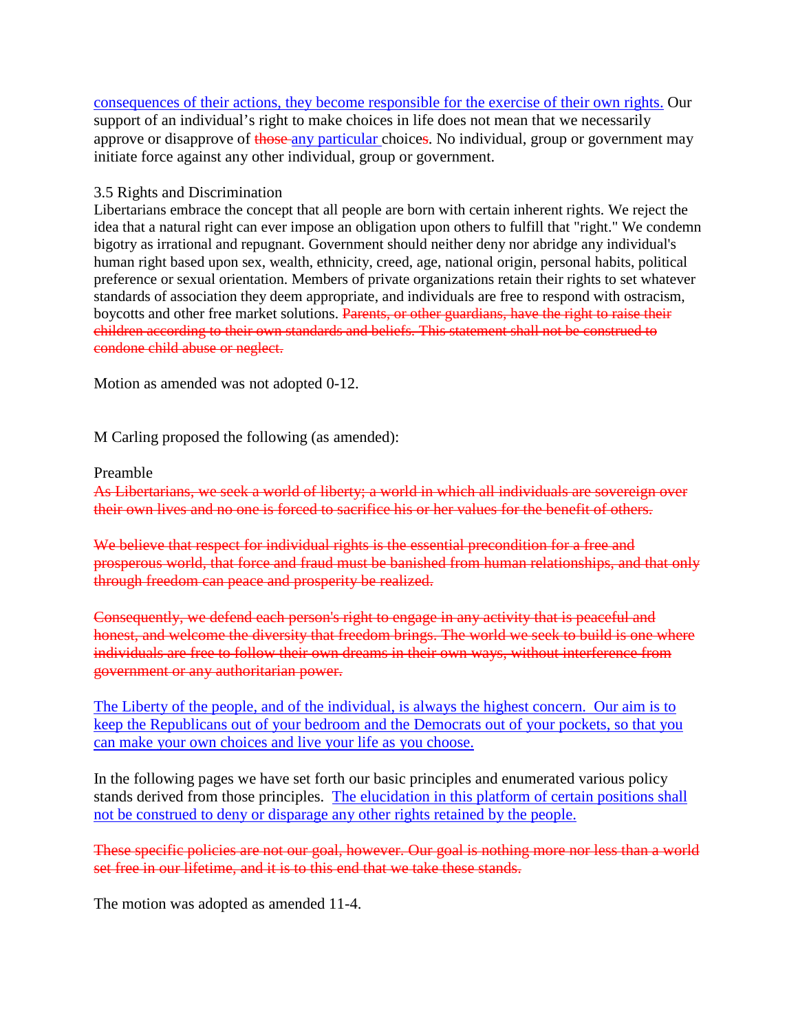<u>consequences of their actions, they become responsible for the exercise of their own rights.</u> Our support of an individual's right to make choices in life does not mean that we necessarily approve or disapprove of ~~those~~ <u>any particular</u> choice~~s~~. No individual, group or government may initiate force against any other individual, group or government.

3.5 Rights and Discrimination

Libertarians embrace the concept that all people are born with certain inherent rights. We reject the idea that a natural right can ever impose an obligation upon others to fulfill that "right." We condemn bigotry as irrational and repugnant. Government should neither deny nor abridge any individual's human right based upon sex, wealth, ethnicity, creed, age, national origin, personal habits, political preference or sexual orientation. Members of private organizations retain their rights to set whatever standards of association they deem appropriate, and individuals are free to respond with ostracism, boycotts and other free market solutions. ~~Parents, or other guardians, have the right to raise their children according to their own standards and beliefs. This statement shall not be construed to condone child abuse or neglect.~~

Motion as amended was not adopted 0-12.

M Carling proposed the following (as amended):

Preamble

~~As Libertarians, we seek a world of liberty; a world in which all individuals are sovereign over their own lives and no one is forced to sacrifice his or her values for the benefit of others.~~

~~We believe that respect for individual rights is the essential precondition for a free and prosperous world, that force and fraud must be banished from human relationships, and that only through freedom can peace and prosperity be realized.~~

~~Consequently, we defend each person's right to engage in any activity that is peaceful and honest, and welcome the diversity that freedom brings. The world we seek to build is one where individuals are free to follow their own dreams in their own ways, without interference from government or any authoritarian power.~~

<u>The Liberty of the people, and of the individual, is always the highest concern. Our aim is to keep the Republicans out of your bedroom and the Democrats out of your pockets, so that you can make your own choices and live your life as you choose.</u>

In the following pages we have set forth our basic principles and enumerated various policy stands derived from those principles. <u>The elucidation in this platform of certain positions shall not be construed to deny or disparage any other rights retained by the people.</u>

~~These specific policies are not our goal, however. Our goal is nothing more nor less than a world set free in our lifetime, and it is to this end that we take these stands.~~

The motion was adopted as amended 11-4.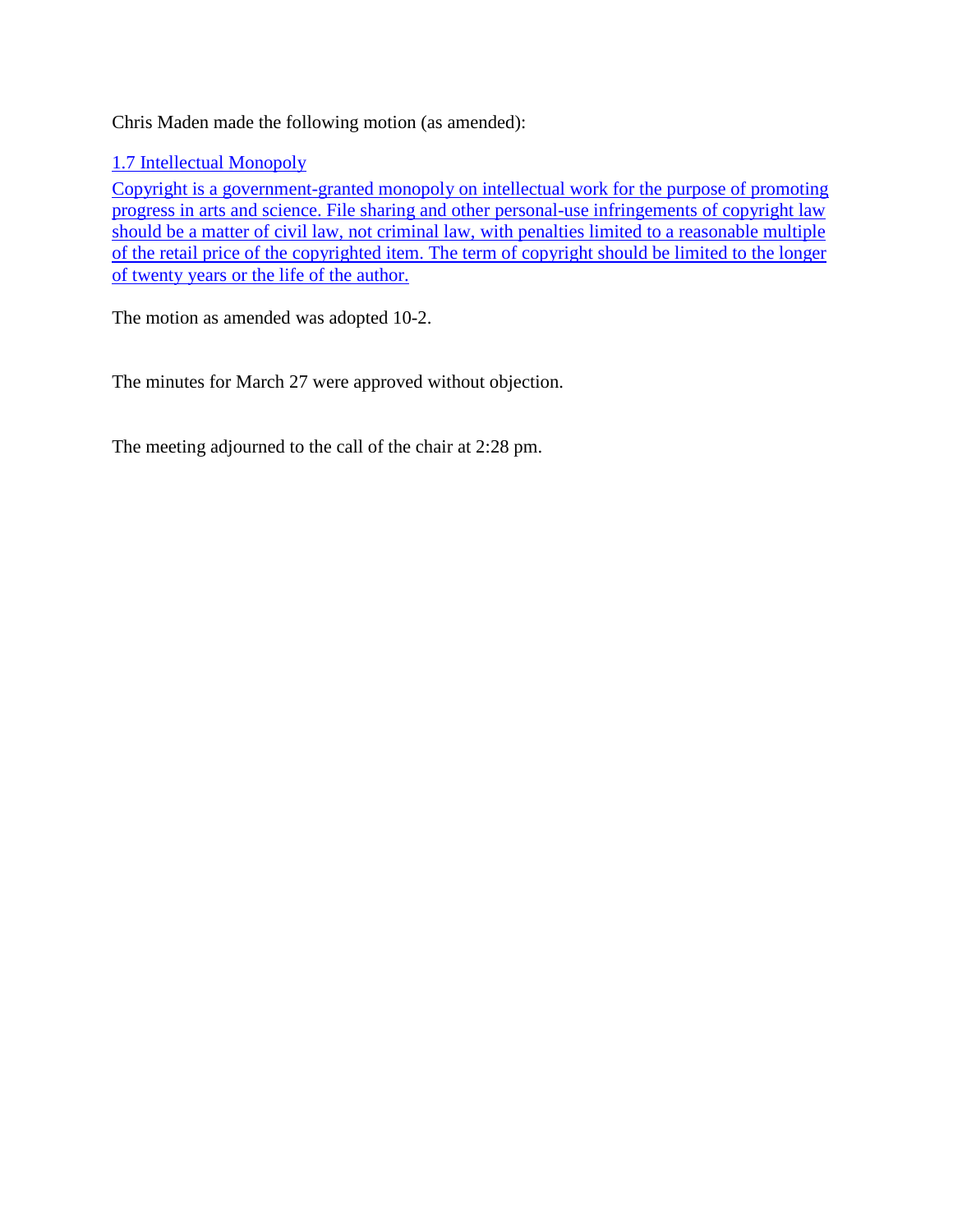Chris Maden made the following motion (as amended):

<u>1.7 Intellectual Monopoly</u>

<u>Copyright is a government-granted monopoly on intellectual work for the purpose of promoting progress in arts and science. File sharing and other personal-use infringements of copyright law should be a matter of civil law, not criminal law, with penalties limited to a reasonable multiple of the retail price of the copyrighted item. The term of copyright should be limited to the longer of twenty years or the life of the author.</u>

The motion as amended was adopted 10-2.

The minutes for March 27 were approved without objection.

The meeting adjourned to the call of the chair at 2:28 pm.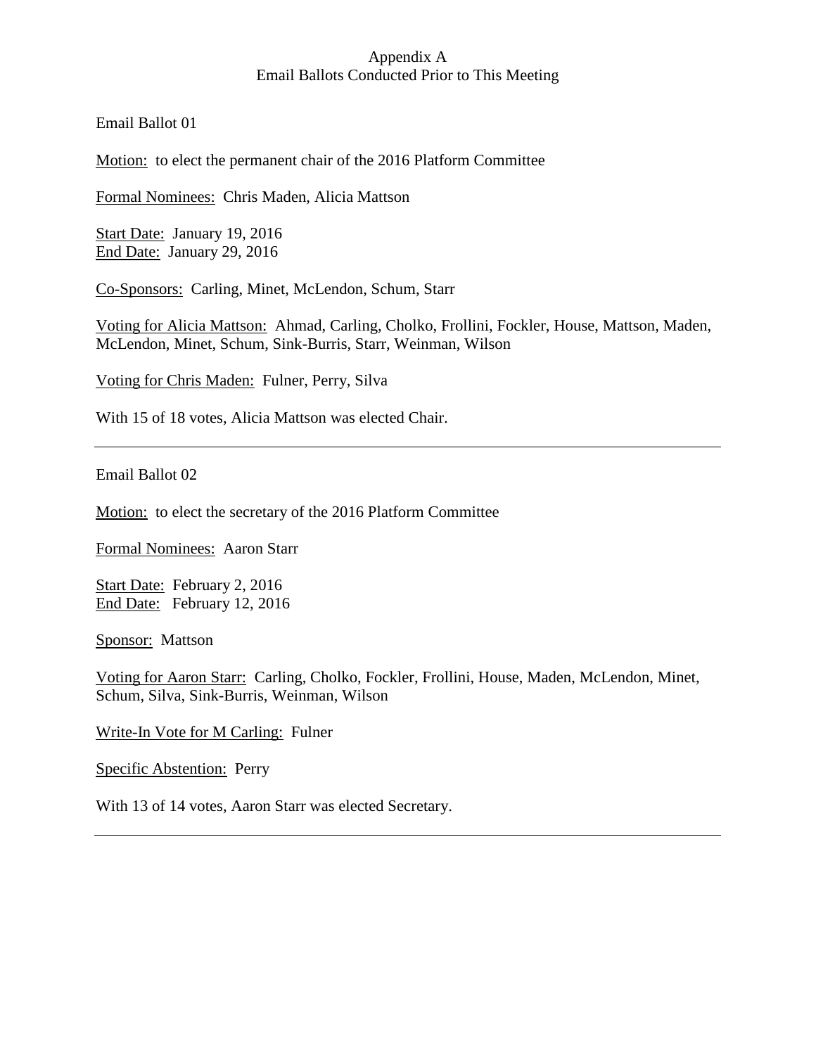# Appendix A
## Email Ballots Conducted Prior to This Meeting

Email Ballot 01

Motion: to elect the permanent chair of the 2016 Platform Committee

Formal Nominees: Chris Maden, Alicia Mattson

Start Date: January 19, 2016
End Date: January 29, 2016

Co-Sponsors: Carling, Minet, McLendon, Schum, Starr

Voting for Alicia Mattson: Ahmad, Carling, Cholko, Frollini, Fockler, House, Mattson, Maden, McLendon, Minet, Schum, Sink-Burris, Starr, Weinman, Wilson

Voting for Chris Maden: Fulner, Perry, Silva

With 15 of 18 votes, Alicia Mattson was elected Chair.

---

Email Ballot 02

Motion: to elect the secretary of the 2016 Platform Committee

Formal Nominees: Aaron Starr

Start Date: February 2, 2016
End Date: February 12, 2016

Sponsor: Mattson

Voting for Aaron Starr: Carling, Cholko, Fockler, Frollini, House, Maden, McLendon, Minet, Schum, Silva, Sink-Burris, Weinman, Wilson

Write-In Vote for M Carling: Fulner

Specific Abstention: Perry

With 13 of 14 votes, Aaron Starr was elected Secretary.

---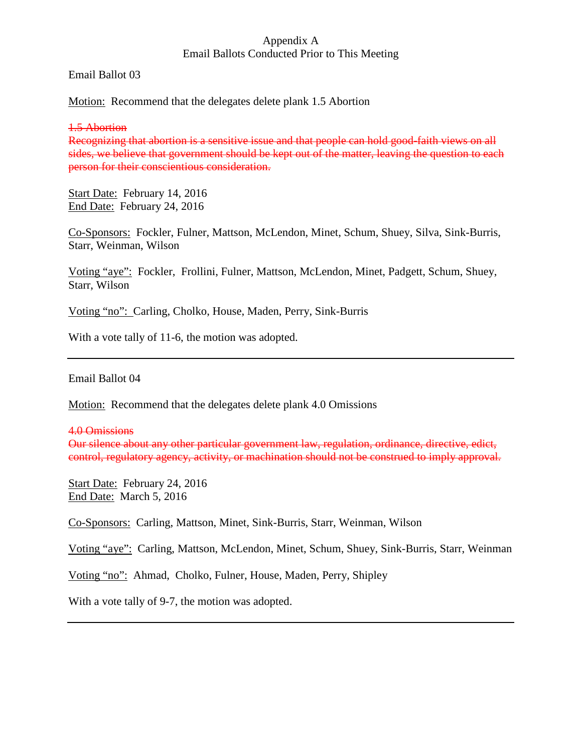# Appendix A
## Email Ballots Conducted Prior to This Meeting

Email Ballot 03

<u>Motion:</u> Recommend that the delegates delete plank 1.5 Abortion

~~1.5 Abortion~~
~~Recognizing that abortion is a sensitive issue and that people can hold good-faith views on all sides, we believe that government should be kept out of the matter, leaving the question to each person for their conscientious consideration.~~

<u>Start Date:</u> February 14, 2016
<u>End Date:</u> February 24, 2016

<u>Co-Sponsors:</u> Fockler, Fulner, Mattson, McLendon, Minet, Schum, Shuey, Silva, Sink-Burris, Starr, Weinman, Wilson

<u>Voting "aye":</u> Fockler, Frollini, Fulner, Mattson, McLendon, Minet, Padgett, Schum, Shuey, Starr, Wilson

<u>Voting "no":</u> Carling, Cholko, House, Maden, Perry, Sink-Burris

With a vote tally of 11-6, the motion was adopted.

---

Email Ballot 04

<u>Motion:</u> Recommend that the delegates delete plank 4.0 Omissions

~~4.0 Omissions~~
~~Our silence about any other particular government law, regulation, ordinance, directive, edict, control, regulatory agency, activity, or machination should not be construed to imply approval.~~

<u>Start Date:</u> February 24, 2016
<u>End Date:</u> March 5, 2016

<u>Co-Sponsors:</u> Carling, Mattson, Minet, Sink-Burris, Starr, Weinman, Wilson

<u>Voting "aye":</u> Carling, Mattson, McLendon, Minet, Schum, Shuey, Sink-Burris, Starr, Weinman

<u>Voting "no":</u> Ahmad, Cholko, Fulner, House, Maden, Perry, Shipley

With a vote tally of 9-7, the motion was adopted.

---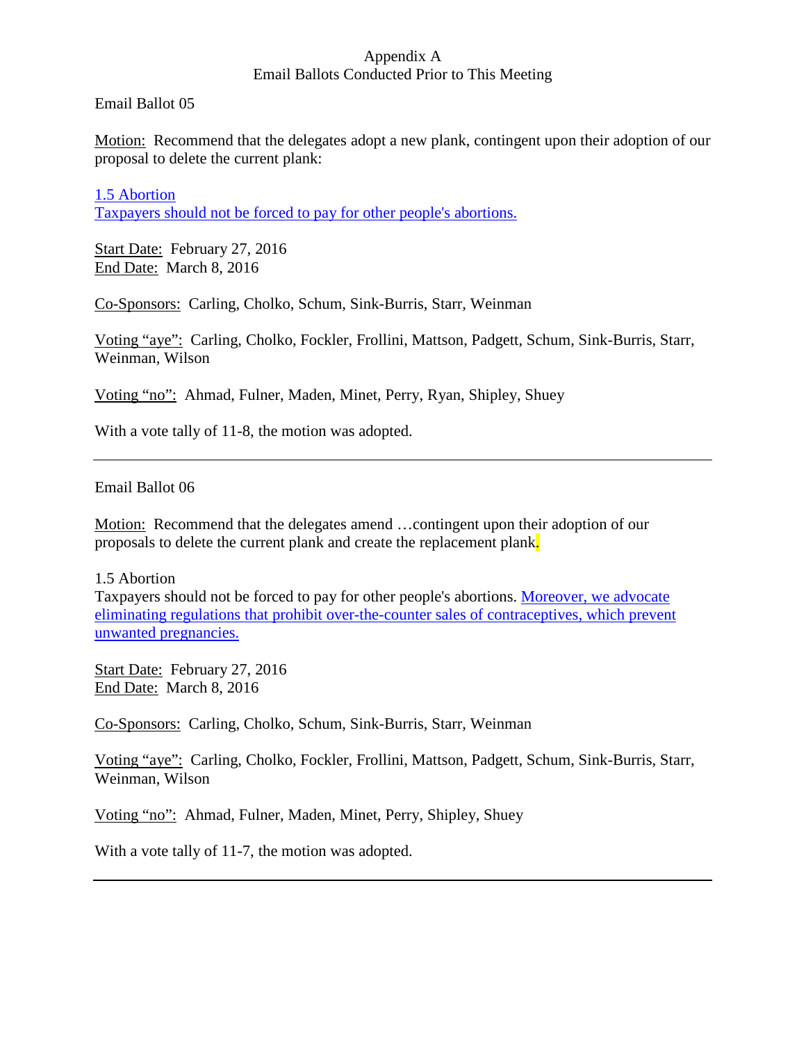Appendix A
Email Ballots Conducted Prior to This Meeting

Email Ballot 05

Motion: Recommend that the delegates adopt a new plank, contingent upon their adoption of our proposal to delete the current plank:

1.5 Abortion
Taxpayers should not be forced to pay for other people's abortions.

Start Date: February 27, 2016
End Date: March 8, 2016

Co-Sponsors: Carling, Cholko, Schum, Sink-Burris, Starr, Weinman

Voting "aye": Carling, Cholko, Fockler, Frollini, Mattson, Padgett, Schum, Sink-Burris, Starr, Weinman, Wilson

Voting "no": Ahmad, Fulner, Maden, Minet, Perry, Ryan, Shipley, Shuey

With a vote tally of 11-8, the motion was adopted.

---

Email Ballot 06

Motion: Recommend that the delegates amend …contingent upon their adoption of our proposals to delete the current plank and create the replacement plank.

1.5 Abortion
Taxpayers should not be forced to pay for other people's abortions. Moreover, we advocate eliminating regulations that prohibit over-the-counter sales of contraceptives, which prevent unwanted pregnancies.

Start Date: February 27, 2016
End Date: March 8, 2016

Co-Sponsors: Carling, Cholko, Schum, Sink-Burris, Starr, Weinman

Voting "aye": Carling, Cholko, Fockler, Frollini, Mattson, Padgett, Schum, Sink-Burris, Starr, Weinman, Wilson

Voting "no": Ahmad, Fulner, Maden, Minet, Perry, Shipley, Shuey

With a vote tally of 11-7, the motion was adopted.

---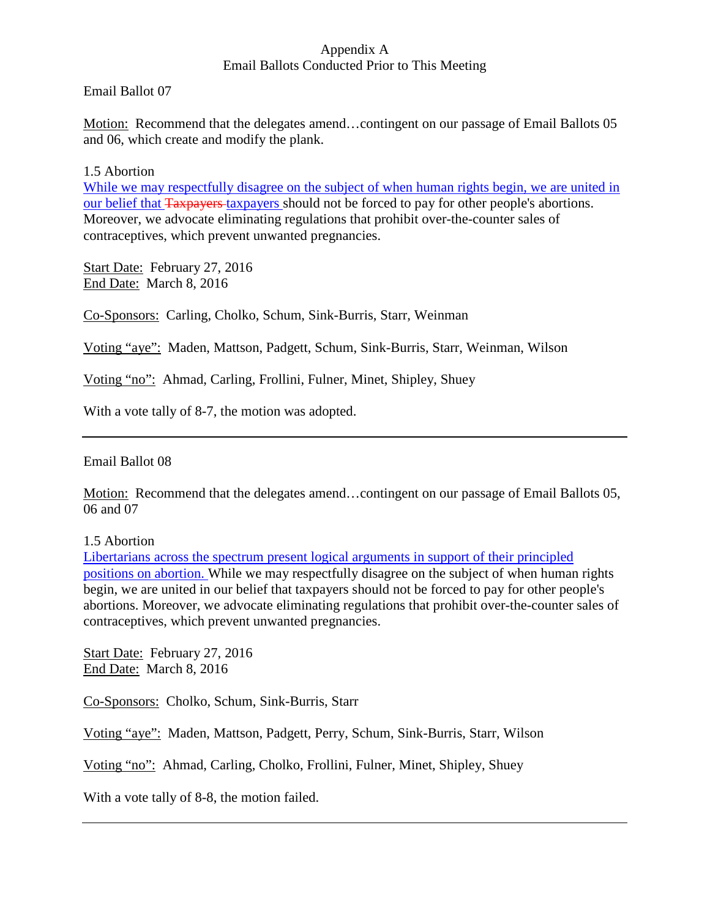Appendix A
Email Ballots Conducted Prior to This Meeting

Email Ballot 07

Motion: Recommend that the delegates amend…contingent on our passage of Email Ballots 05 and 06, which create and modify the plank.

1.5 Abortion
While we may respectfully disagree on the subject of when human rights begin, we are united in our belief that ~~Taxpayers~~ taxpayers should not be forced to pay for other people's abortions. Moreover, we advocate eliminating regulations that prohibit over-the-counter sales of contraceptives, which prevent unwanted pregnancies.

Start Date: February 27, 2016
End Date: March 8, 2016

Co-Sponsors: Carling, Cholko, Schum, Sink-Burris, Starr, Weinman

Voting "aye": Maden, Mattson, Padgett, Schum, Sink-Burris, Starr, Weinman, Wilson

Voting "no": Ahmad, Carling, Frollini, Fulner, Minet, Shipley, Shuey

With a vote tally of 8-7, the motion was adopted.

---

Email Ballot 08

Motion: Recommend that the delegates amend…contingent on our passage of Email Ballots 05, 06 and 07

1.5 Abortion
Libertarians across the spectrum present logical arguments in support of their principled positions on abortion. While we may respectfully disagree on the subject of when human rights begin, we are united in our belief that taxpayers should not be forced to pay for other people's abortions. Moreover, we advocate eliminating regulations that prohibit over-the-counter sales of contraceptives, which prevent unwanted pregnancies.

Start Date: February 27, 2016
End Date: March 8, 2016

Co-Sponsors: Cholko, Schum, Sink-Burris, Starr

Voting "aye": Maden, Mattson, Padgett, Perry, Schum, Sink-Burris, Starr, Wilson

Voting "no": Ahmad, Carling, Cholko, Frollini, Fulner, Minet, Shipley, Shuey

With a vote tally of 8-8, the motion failed.

---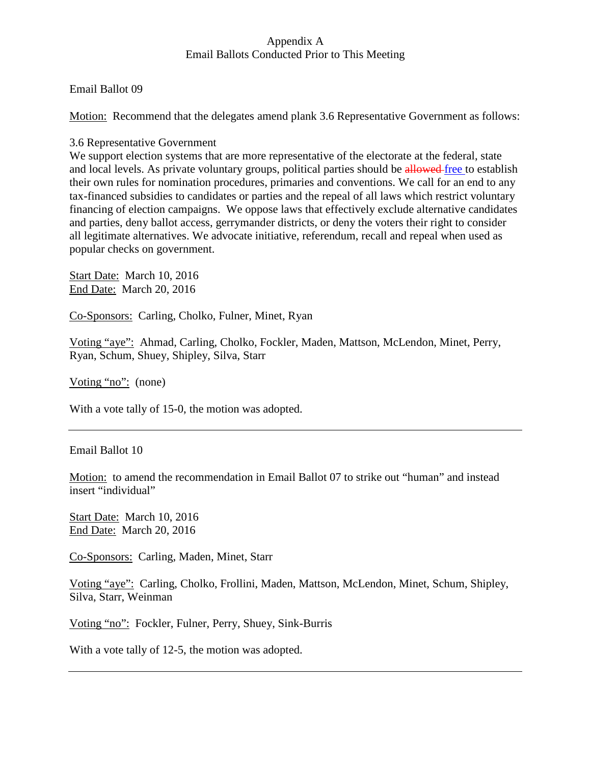# Appendix A
## Email Ballots Conducted Prior to This Meeting

Email Ballot 09

Motion: Recommend that the delegates amend plank 3.6 Representative Government as follows:

3.6 Representative Government
We support election systems that are more representative of the electorate at the federal, state and local levels. As private voluntary groups, political parties should be ~~allowed~~ free to establish their own rules for nomination procedures, primaries and conventions. We call for an end to any tax-financed subsidies to candidates or parties and the repeal of all laws which restrict voluntary financing of election campaigns. We oppose laws that effectively exclude alternative candidates and parties, deny ballot access, gerrymander districts, or deny the voters their right to consider all legitimate alternatives. We advocate initiative, referendum, recall and repeal when used as popular checks on government.

Start Date: March 10, 2016
End Date: March 20, 2016

Co-Sponsors: Carling, Cholko, Fulner, Minet, Ryan

Voting "aye": Ahmad, Carling, Cholko, Fockler, Maden, Mattson, McLendon, Minet, Perry, Ryan, Schum, Shuey, Shipley, Silva, Starr

Voting "no": (none)

With a vote tally of 15-0, the motion was adopted.

---

Email Ballot 10

Motion: to amend the recommendation in Email Ballot 07 to strike out "human" and instead insert "individual"

Start Date: March 10, 2016
End Date: March 20, 2016

Co-Sponsors: Carling, Maden, Minet, Starr

Voting "aye": Carling, Cholko, Frollini, Maden, Mattson, McLendon, Minet, Schum, Shipley, Silva, Starr, Weinman

Voting "no": Fockler, Fulner, Perry, Shuey, Sink-Burris

With a vote tally of 12-5, the motion was adopted.

---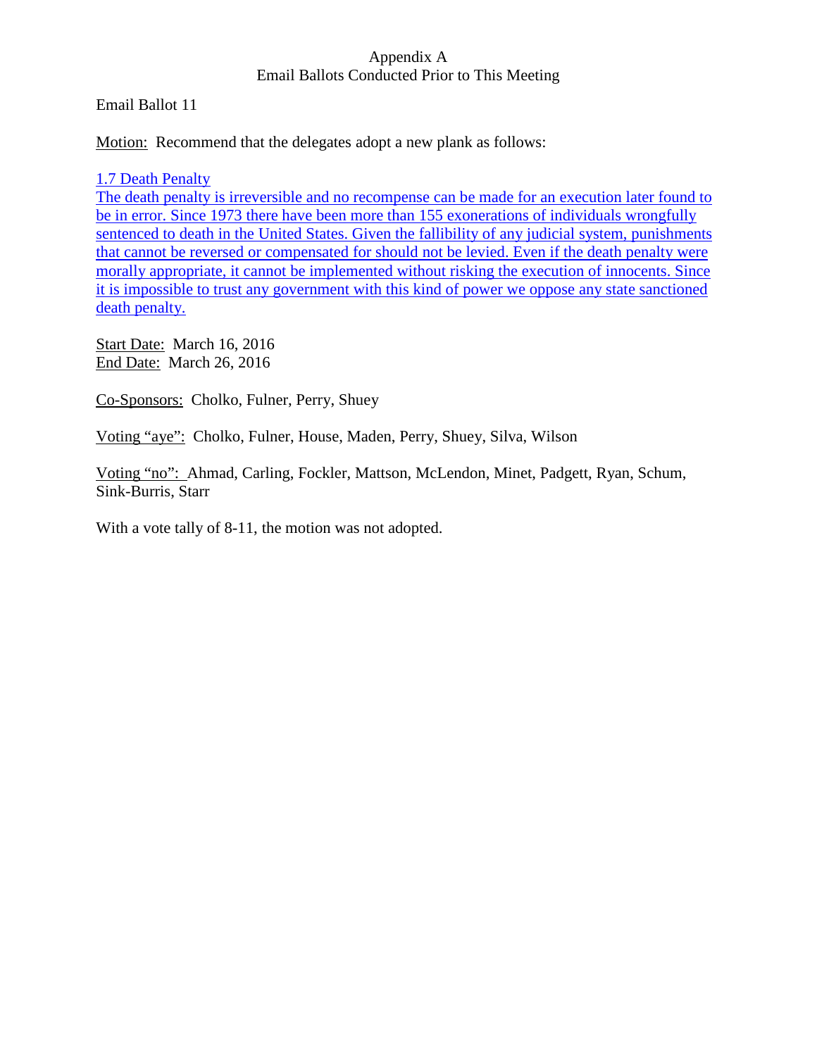# Appendix A
## Email Ballots Conducted Prior to This Meeting

Email Ballot 11

Motion: Recommend that the delegates adopt a new plank as follows:

1.7 Death Penalty
The death penalty is irreversible and no recompense can be made for an execution later found to be in error. Since 1973 there have been more than 155 exonerations of individuals wrongfully sentenced to death in the United States. Given the fallibility of any judicial system, punishments that cannot be reversed or compensated for should not be levied. Even if the death penalty were morally appropriate, it cannot be implemented without risking the execution of innocents. Since it is impossible to trust any government with this kind of power we oppose any state sanctioned death penalty.

Start Date: March 16, 2016
End Date: March 26, 2016

Co-Sponsors: Cholko, Fulner, Perry, Shuey

Voting "aye": Cholko, Fulner, House, Maden, Perry, Shuey, Silva, Wilson

Voting "no": Ahmad, Carling, Fockler, Mattson, McLendon, Minet, Padgett, Ryan, Schum, Sink-Burris, Starr

With a vote tally of 8-11, the motion was not adopted.